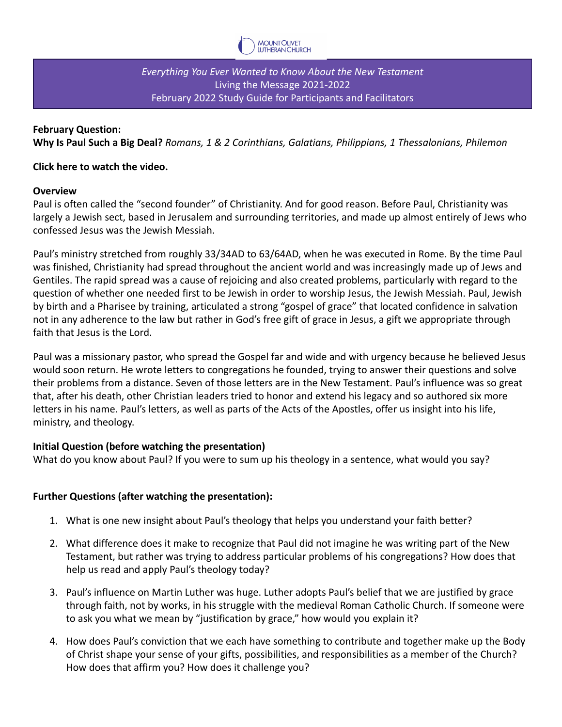MOUNT OLIVET LUTHERAN CHURCH

*Everything You Ever Wanted to Know About the New Testament*
Living the Message 2021-2022
February 2022 Study Guide for Participants and Facilitators

**February Question:**
**Why Is Paul Such a Big Deal?** *Romans, 1 & 2 Corinthians, Galatians, Philippians, 1 Thessalonians, Philemon*

**Click here to watch the video.**

**Overview**
Paul is often called the "second founder" of Christianity. And for good reason. Before Paul, Christianity was largely a Jewish sect, based in Jerusalem and surrounding territories, and made up almost entirely of Jews who confessed Jesus was the Jewish Messiah.

Paul's ministry stretched from roughly 33/34AD to 63/64AD, when he was executed in Rome. By the time Paul was finished, Christianity had spread throughout the ancient world and was increasingly made up of Jews and Gentiles. The rapid spread was a cause of rejoicing and also created problems, particularly with regard to the question of whether one needed first to be Jewish in order to worship Jesus, the Jewish Messiah. Paul, Jewish by birth and a Pharisee by training, articulated a strong "gospel of grace" that located confidence in salvation not in any adherence to the law but rather in God's free gift of grace in Jesus, a gift we appropriate through faith that Jesus is the Lord.

Paul was a missionary pastor, who spread the Gospel far and wide and with urgency because he believed Jesus would soon return. He wrote letters to congregations he founded, trying to answer their questions and solve their problems from a distance. Seven of those letters are in the New Testament. Paul's influence was so great that, after his death, other Christian leaders tried to honor and extend his legacy and so authored six more letters in his name. Paul's letters, as well as parts of the Acts of the Apostles, offer us insight into his life, ministry, and theology.

**Initial Question (before watching the presentation)**
What do you know about Paul? If you were to sum up his theology in a sentence, what would you say?

**Further Questions (after watching the presentation):**

1. What is one new insight about Paul's theology that helps you understand your faith better?
2. What difference does it make to recognize that Paul did not imagine he was writing part of the New Testament, but rather was trying to address particular problems of his congregations? How does that help us read and apply Paul's theology today?
3. Paul's influence on Martin Luther was huge. Luther adopts Paul's belief that we are justified by grace through faith, not by works, in his struggle with the medieval Roman Catholic Church. If someone were to ask you what we mean by "justification by grace," how would you explain it?
4. How does Paul's conviction that we each have something to contribute and together make up the Body of Christ shape your sense of your gifts, possibilities, and responsibilities as a member of the Church? How does that affirm you? How does it challenge you?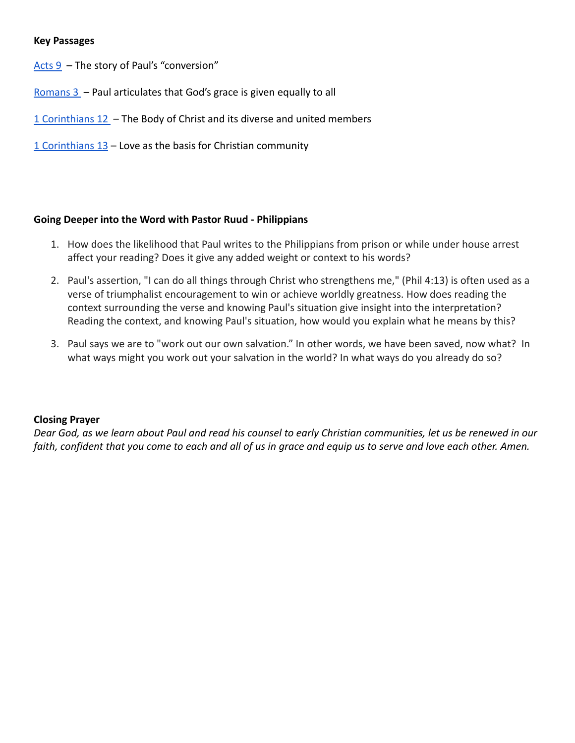**Key Passages**

Acts 9 – The story of Paul's "conversion"

Romans 3 – Paul articulates that God's grace is given equally to all

1 Corinthians 12 – The Body of Christ and its diverse and united members

1 Corinthians 13 – Love as the basis for Christian community

**Going Deeper into the Word with Pastor Ruud - Philippians**

1. How does the likelihood that Paul writes to the Philippians from prison or while under house arrest affect your reading? Does it give any added weight or context to his words?
2. Paul's assertion, "I can do all things through Christ who strengthens me," (Phil 4:13) is often used as a verse of triumphalist encouragement to win or achieve worldly greatness. How does reading the context surrounding the verse and knowing Paul's situation give insight into the interpretation? Reading the context, and knowing Paul's situation, how would you explain what he means by this?
3. Paul says we are to "work out our own salvation." In other words, we have been saved, now what? In what ways might you work out your salvation in the world? In what ways do you already do so?

**Closing Prayer**

*Dear God, as we learn about Paul and read his counsel to early Christian communities, let us be renewed in our faith, confident that you come to each and all of us in grace and equip us to serve and love each other. Amen.*